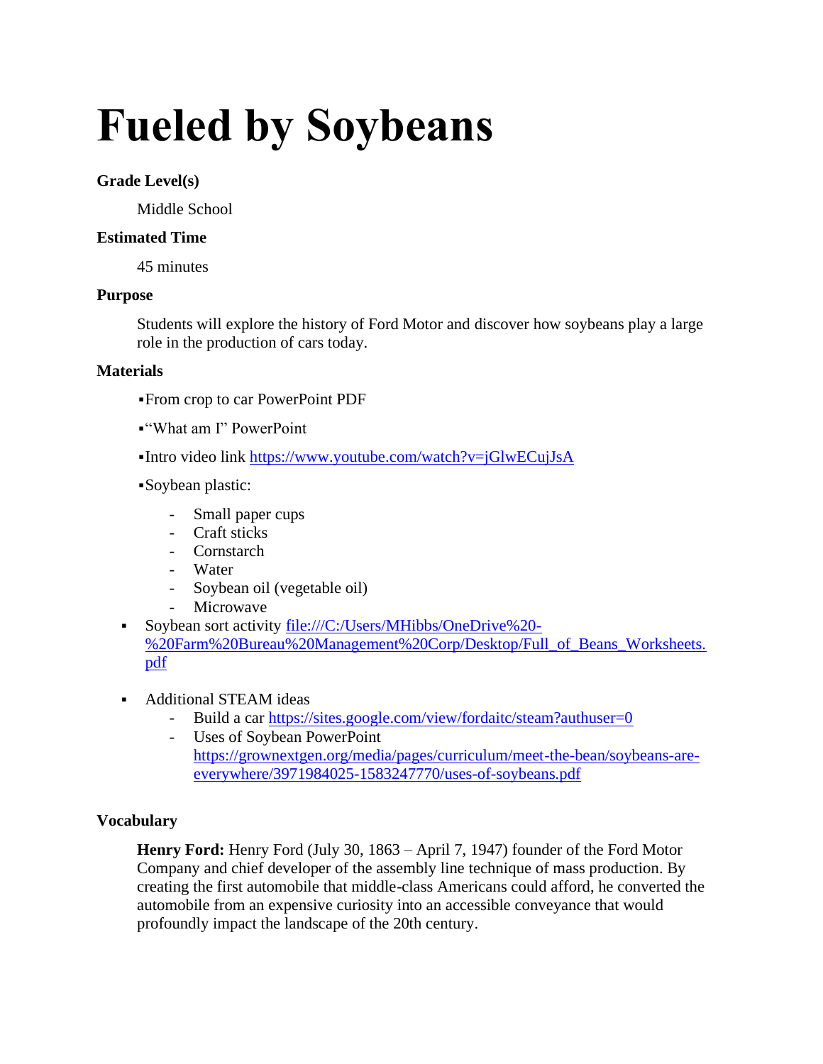# Fueled by Soybeans

**Grade Level(s)**

Middle School

**Estimated Time**

45 minutes

**Purpose**

Students will explore the history of Ford Motor and discover how soybeans play a large role in the production of cars today.

**Materials**

- From crop to car PowerPoint PDF
- "What am I" PowerPoint
- Intro video link https://www.youtube.com/watch?v=jGlwECujJsA
- Soybean plastic:
  - Small paper cups
  - Craft sticks
  - Cornstarch
  - Water
  - Soybean oil (vegetable oil)
  - Microwave
- Soybean sort activity file:///C:/Users/MHibbs/OneDrive%20-%20Farm%20Bureau%20Management%20Corp/Desktop/Full_of_Beans_Worksheets.pdf
- Additional STEAM ideas
  - Build a car https://sites.google.com/view/fordaitc/steam?authuser=0
  - Uses of Soybean PowerPoint https://grownextgen.org/media/pages/curriculum/meet-the-bean/soybeans-are-everywhere/3971984025-1583247770/uses-of-soybeans.pdf

**Vocabulary**

**Henry Ford:** Henry Ford (July 30, 1863 – April 7, 1947) founder of the Ford Motor Company and chief developer of the assembly line technique of mass production. By creating the first automobile that middle-class Americans could afford, he converted the automobile from an expensive curiosity into an accessible conveyance that would profoundly impact the landscape of the 20th century.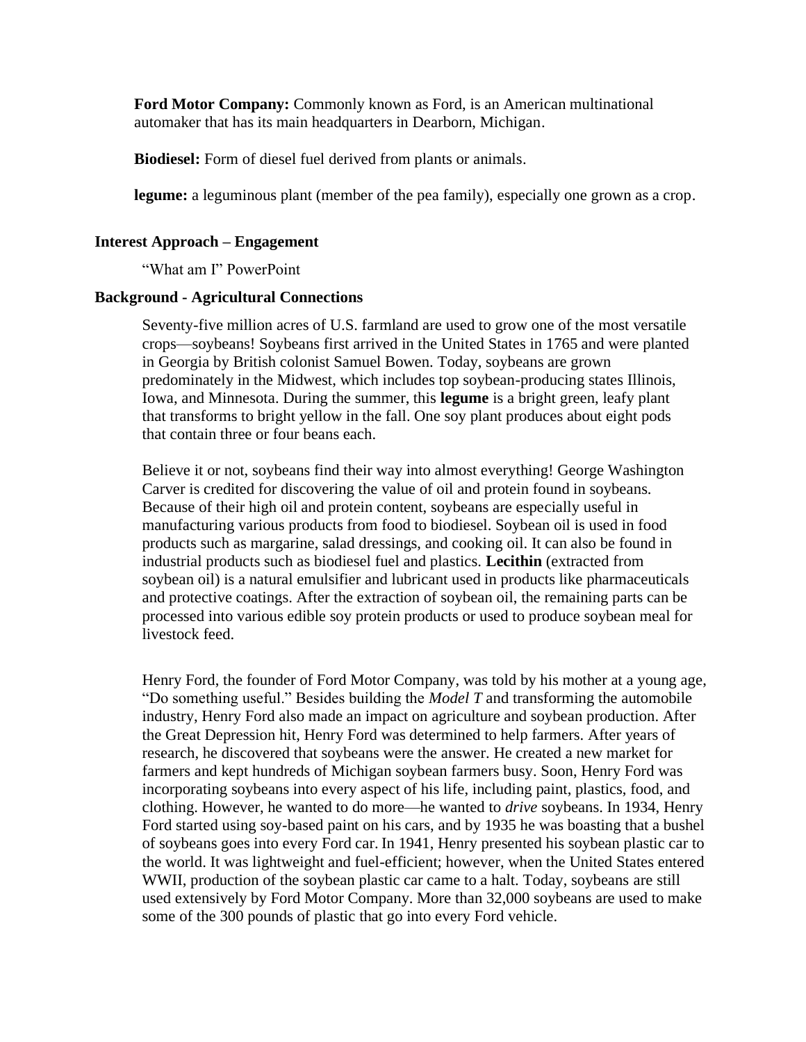**Ford Motor Company:** Commonly known as Ford, is an American multinational automaker that has its main headquarters in Dearborn, Michigan.

**Biodiesel:** Form of diesel fuel derived from plants or animals.

**legume:** a leguminous plant (member of the pea family), especially one grown as a crop.

### Interest Approach – Engagement

"What am I" PowerPoint

### Background - Agricultural Connections

Seventy-five million acres of U.S. farmland are used to grow one of the most versatile crops—soybeans! Soybeans first arrived in the United States in 1765 and were planted in Georgia by British colonist Samuel Bowen. Today, soybeans are grown predominately in the Midwest, which includes top soybean-producing states Illinois, Iowa, and Minnesota. During the summer, this **legume** is a bright green, leafy plant that transforms to bright yellow in the fall. One soy plant produces about eight pods that contain three or four beans each.

Believe it or not, soybeans find their way into almost everything! George Washington Carver is credited for discovering the value of oil and protein found in soybeans. Because of their high oil and protein content, soybeans are especially useful in manufacturing various products from food to biodiesel. Soybean oil is used in food products such as margarine, salad dressings, and cooking oil. It can also be found in industrial products such as biodiesel fuel and plastics. **Lecithin** (extracted from soybean oil) is a natural emulsifier and lubricant used in products like pharmaceuticals and protective coatings. After the extraction of soybean oil, the remaining parts can be processed into various edible soy protein products or used to produce soybean meal for livestock feed.

Henry Ford, the founder of Ford Motor Company, was told by his mother at a young age, "Do something useful." Besides building the *Model T* and transforming the automobile industry, Henry Ford also made an impact on agriculture and soybean production. After the Great Depression hit, Henry Ford was determined to help farmers. After years of research, he discovered that soybeans were the answer. He created a new market for farmers and kept hundreds of Michigan soybean farmers busy. Soon, Henry Ford was incorporating soybeans into every aspect of his life, including paint, plastics, food, and clothing. However, he wanted to do more—he wanted to *drive* soybeans. In 1934, Henry Ford started using soy-based paint on his cars, and by 1935 he was boasting that a bushel of soybeans goes into every Ford car. In 1941, Henry presented his soybean plastic car to the world. It was lightweight and fuel-efficient; however, when the United States entered WWII, production of the soybean plastic car came to a halt. Today, soybeans are still used extensively by Ford Motor Company. More than 32,000 soybeans are used to make some of the 300 pounds of plastic that go into every Ford vehicle.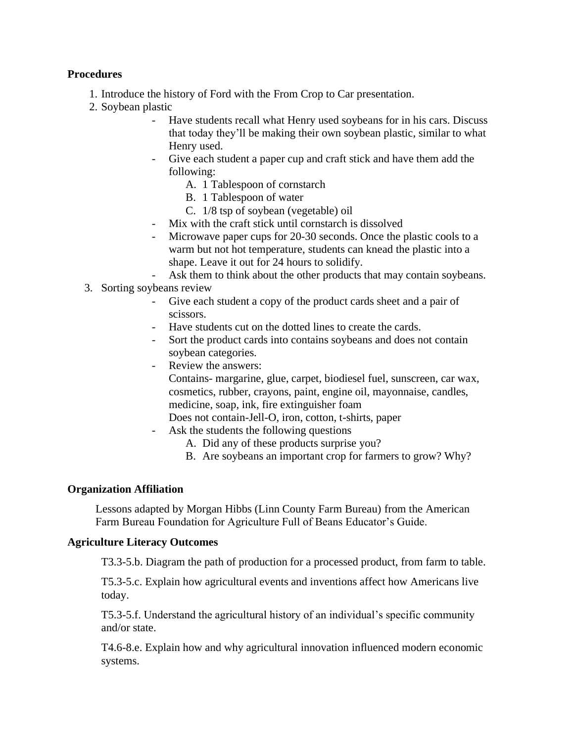**Procedures**

1. Introduce the history of Ford with the From Crop to Car presentation.
2. Soybean plastic
   - Have students recall what Henry used soybeans for in his cars. Discuss that today they'll be making their own soybean plastic, similar to what Henry used.
   - Give each student a paper cup and craft stick and have them add the following:
     A. 1 Tablespoon of cornstarch
     B. 1 Tablespoon of water
     C. 1/8 tsp of soybean (vegetable) oil
   - Mix with the craft stick until cornstarch is dissolved
   - Microwave paper cups for 20-30 seconds. Once the plastic cools to a warm but not hot temperature, students can knead the plastic into a shape. Leave it out for 24 hours to solidify.
   - Ask them to think about the other products that may contain soybeans.
3. Sorting soybeans review
   - Give each student a copy of the product cards sheet and a pair of scissors.
   - Have students cut on the dotted lines to create the cards.
   - Sort the product cards into contains soybeans and does not contain soybean categories.
   - Review the answers:
     Contains- margarine, glue, carpet, biodiesel fuel, sunscreen, car wax, cosmetics, rubber, crayons, paint, engine oil, mayonnaise, candles, medicine, soap, ink, fire extinguisher foam
     Does not contain-Jell-O, iron, cotton, t-shirts, paper
   - Ask the students the following questions
     A. Did any of these products surprise you?
     B. Are soybeans an important crop for farmers to grow? Why?

**Organization Affiliation**

Lessons adapted by Morgan Hibbs (Linn County Farm Bureau) from the American Farm Bureau Foundation for Agriculture Full of Beans Educator's Guide.

**Agriculture Literacy Outcomes**

T3.3-5.b. Diagram the path of production for a processed product, from farm to table.

T5.3-5.c. Explain how agricultural events and inventions affect how Americans live today.

T5.3-5.f. Understand the agricultural history of an individual's specific community and/or state.

T4.6-8.e. Explain how and why agricultural innovation influenced modern economic systems.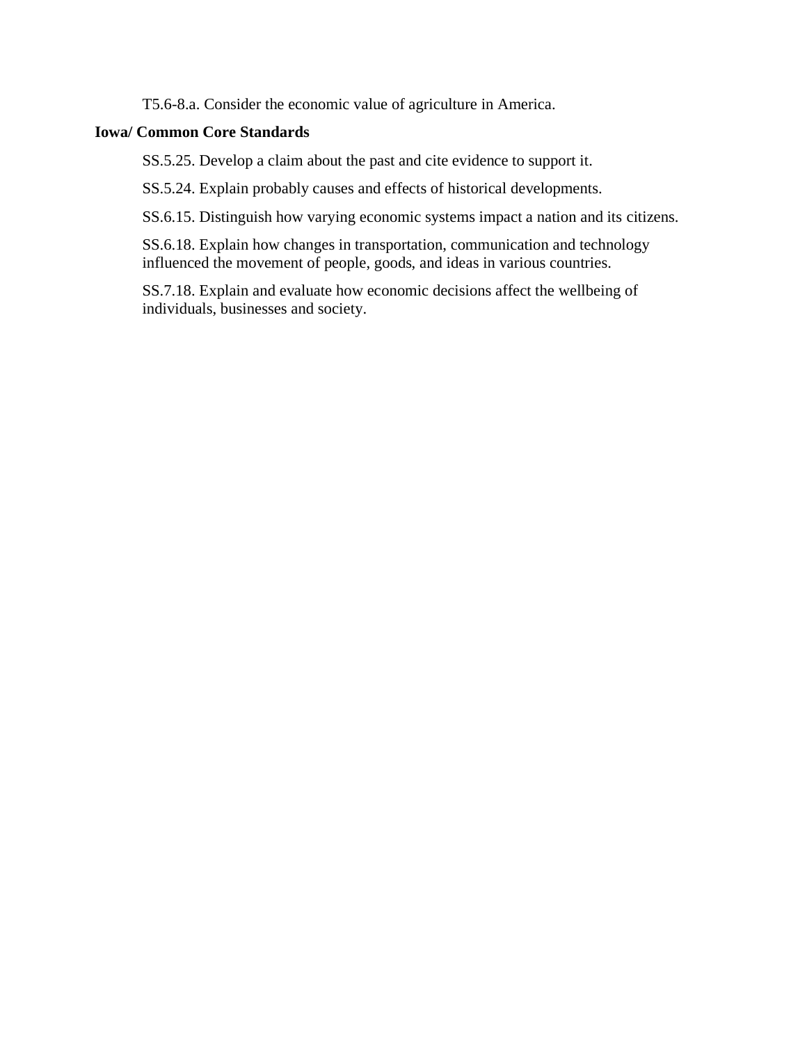T5.6-8.a. Consider the economic value of agriculture in America.

**Iowa/ Common Core Standards**

SS.5.25. Develop a claim about the past and cite evidence to support it.

SS.5.24. Explain probably causes and effects of historical developments.

SS.6.15. Distinguish how varying economic systems impact a nation and its citizens.

SS.6.18. Explain how changes in transportation, communication and technology influenced the movement of people, goods, and ideas in various countries.

SS.7.18. Explain and evaluate how economic decisions affect the wellbeing of individuals, businesses and society.